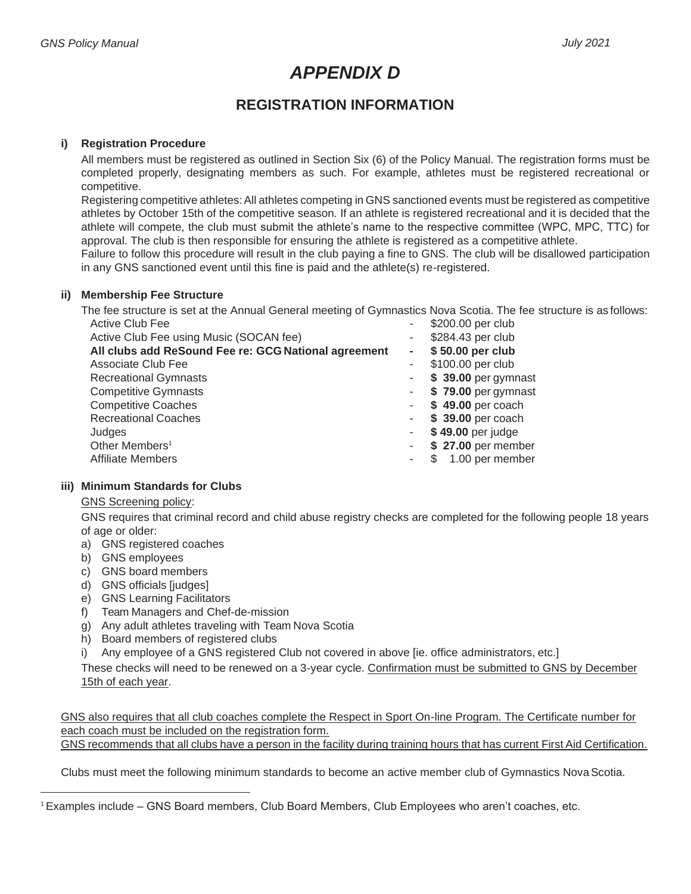# APPENDIX D

## REGISTRATION INFORMATION

### i) Registration Procedure

All members must be registered as outlined in Section Six (6) of the Policy Manual. The registration forms must be completed properly, designating members as such. For example, athletes must be registered recreational or competitive.

Registering competitive athletes: All athletes competing in GNS sanctioned events must be registered as competitive athletes by October 15th of the competitive season. If an athlete is registered recreational and it is decided that the athlete will compete, the club must submit the athlete's name to the respective committee (WPC, MPC, TTC) for approval. The club is then responsible for ensuring the athlete is registered as a competitive athlete.

Failure to follow this procedure will result in the club paying a fine to GNS. The club will be disallowed participation in any GNS sanctioned event until this fine is paid and the athlete(s) re-registered.

### ii) Membership Fee Structure

The fee structure is set at the Annual General meeting of Gymnastics Nova Scotia. The fee structure is as follows:

| | | |
|---|---|---|
| Active Club Fee | - | $200.00 per club |
| Active Club Fee using Music (SOCAN fee) | - | $284.43 per club |
| **All clubs add ReSound Fee re: GCG National agreement** | **-** | **$ 50.00 per club** |
| Associate Club Fee | - | $100.00 per club |
| Recreational Gymnasts | - | **$ 39.00** per gymnast |
| Competitive Gymnasts | - | **$ 79.00** per gymnast |
| Competitive Coaches | - | **$ 49.00** per coach |
| Recreational Coaches | - | **$ 39.00** per coach |
| Judges | - | **$ 49.00** per judge |
| Other Members[1] | - | **$ 27.00** per member |
| Affiliate Members | - | $ 1.00 per member |

### iii) Minimum Standards for Clubs

GNS Screening policy:

GNS requires that criminal record and child abuse registry checks are completed for the following people 18 years of age or older:

a) GNS registered coaches
b) GNS employees
c) GNS board members
d) GNS officials [judges]
e) GNS Learning Facilitators
f) Team Managers and Chef-de-mission
g) Any adult athletes traveling with Team Nova Scotia
h) Board members of registered clubs
i) Any employee of a GNS registered Club not covered in above [ie. office administrators, etc.]

These checks will need to be renewed on a 3-year cycle. Confirmation must be submitted to GNS by December 15th of each year.

GNS also requires that all club coaches complete the Respect in Sport On-line Program. The Certificate number for each coach must be included on the registration form.
GNS recommends that all clubs have a person in the facility during training hours that has current First Aid Certification.

Clubs must meet the following minimum standards to become an active member club of Gymnastics Nova Scotia.

[1] Examples include – GNS Board members, Club Board Members, Club Employees who aren't coaches, etc.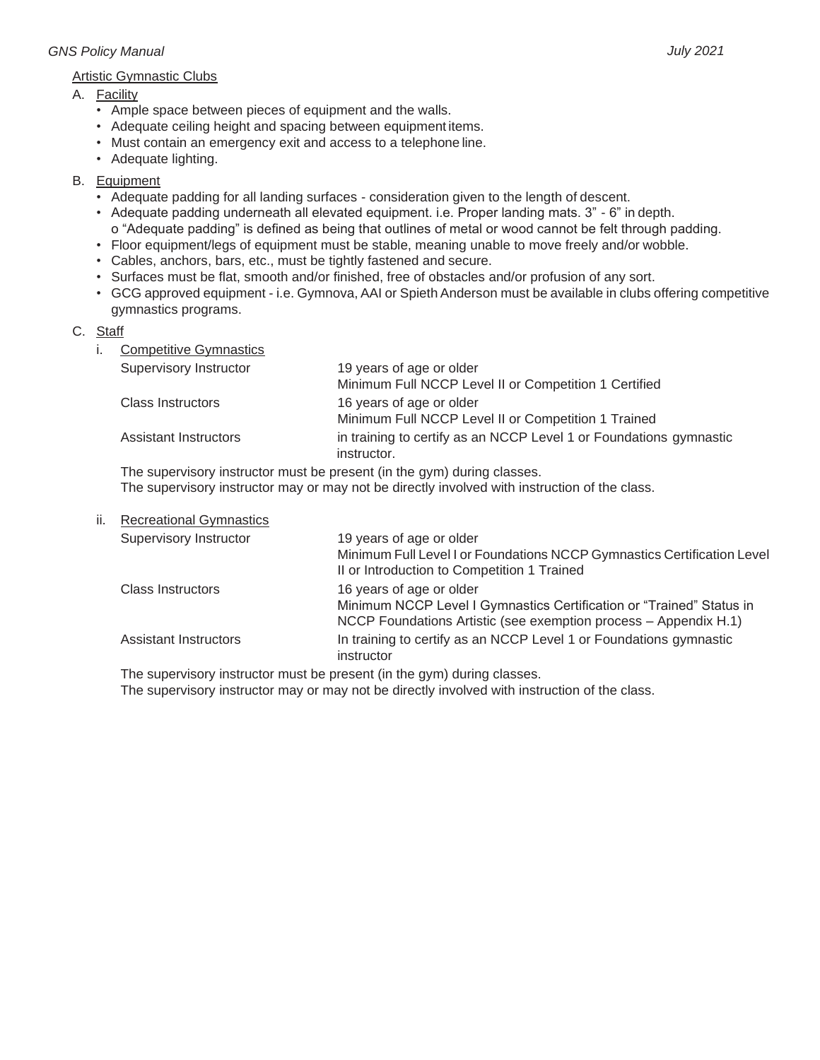Artistic Gymnastic Clubs

A. Facility
   - Ample space between pieces of equipment and the walls.
   - Adequate ceiling height and spacing between equipment items.
   - Must contain an emergency exit and access to a telephone line.
   - Adequate lighting.

B. Equipment
   - Adequate padding for all landing surfaces - consideration given to the length of descent.
   - Adequate padding underneath all elevated equipment. i.e. Proper landing mats. 3" - 6" in depth.
     - "Adequate padding" is defined as being that outlines of metal or wood cannot be felt through padding.
   - Floor equipment/legs of equipment must be stable, meaning unable to move freely and/or wobble.
   - Cables, anchors, bars, etc., must be tightly fastened and secure.
   - Surfaces must be flat, smooth and/or finished, free of obstacles and/or profusion of any sort.
   - GCG approved equipment - i.e. Gymnova, AAI or Spieth Anderson must be available in clubs offering competitive gymnastics programs.

C. Staff

i. Competitive Gymnastics

| | |
|---|---|
| Supervisory Instructor | 19 years of age or older<br>Minimum Full NCCP Level II or Competition 1 Certified |
| Class Instructors | 16 years of age or older<br>Minimum Full NCCP Level II or Competition 1 Trained |
| Assistant Instructors | in training to certify as an NCCP Level 1 or Foundations gymnastic instructor. |

The supervisory instructor must be present (in the gym) during classes.
The supervisory instructor may or may not be directly involved with instruction of the class.

ii. Recreational Gymnastics

| | |
|---|---|
| Supervisory Instructor | 19 years of age or older<br>Minimum Full Level I or Foundations NCCP Gymnastics Certification Level II or Introduction to Competition 1 Trained |
| Class Instructors | 16 years of age or older<br>Minimum NCCP Level I Gymnastics Certification or "Trained" Status in NCCP Foundations Artistic (see exemption process – Appendix H.1) |
| Assistant Instructors | In training to certify as an NCCP Level 1 or Foundations gymnastic instructor |

The supervisory instructor must be present (in the gym) during classes.
The supervisory instructor may or may not be directly involved with instruction of the class.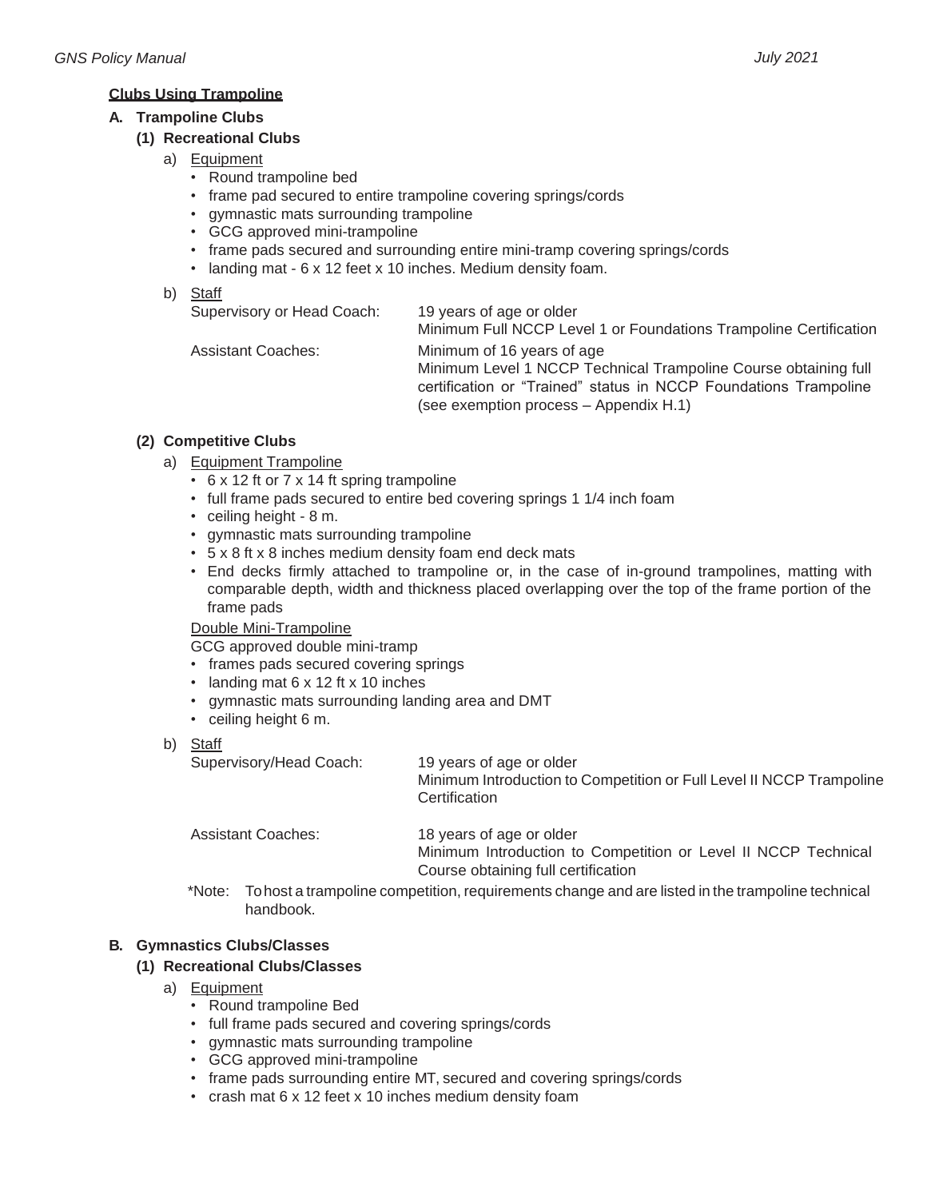**<u>Clubs Using Trampoline</u>**

**A. Trampoline Clubs**

**(1) Recreational Clubs**

a) <u>Equipment</u>

- Round trampoline bed
- frame pad secured to entire trampoline covering springs/cords
- gymnastic mats surrounding trampoline
- GCG approved mini-trampoline
- frame pads secured and surrounding entire mini-tramp covering springs/cords
- landing mat - 6 x 12 feet x 10 inches. Medium density foam.

b) <u>Staff</u>

| | |
|---|---|
| Supervisory or Head Coach: | 19 years of age or older<br>Minimum Full NCCP Level 1 or Foundations Trampoline Certification |
| Assistant Coaches: | Minimum of 16 years of age<br>Minimum Level 1 NCCP Technical Trampoline Course obtaining full certification or "Trained" status in NCCP Foundations Trampoline (see exemption process – Appendix H.1) |

**(2) Competitive Clubs**

a) <u>Equipment Trampoline</u>

- 6 x 12 ft or 7 x 14 ft spring trampoline
- full frame pads secured to entire bed covering springs 1 1/4 inch foam
- ceiling height - 8 m.
- gymnastic mats surrounding trampoline
- 5 x 8 ft x 8 inches medium density foam end deck mats
- End decks firmly attached to trampoline or, in the case of in-ground trampolines, matting with comparable depth, width and thickness placed overlapping over the top of the frame portion of the frame pads

<u>Double Mini-Trampoline</u>

GCG approved double mini-tramp

- frames pads secured covering springs
- landing mat 6 x 12 ft x 10 inches
- gymnastic mats surrounding landing area and DMT
- ceiling height 6 m.

b) <u>Staff</u>

| | |
|---|---|
| Supervisory/Head Coach: | 19 years of age or older<br>Minimum Introduction to Competition or Full Level II NCCP Trampoline Certification |
| Assistant Coaches: | 18 years of age or older<br>Minimum Introduction to Competition or Level II NCCP Technical Course obtaining full certification |

*Note: To host a trampoline competition, requirements change and are listed in the trampoline technical handbook.

**B. Gymnastics Clubs/Classes**

**(1) Recreational Clubs/Classes**

a) <u>Equipment</u>

- Round trampoline Bed
- full frame pads secured and covering springs/cords
- gymnastic mats surrounding trampoline
- GCG approved mini-trampoline
- frame pads surrounding entire MT, secured and covering springs/cords
- crash mat 6 x 12 feet x 10 inches medium density foam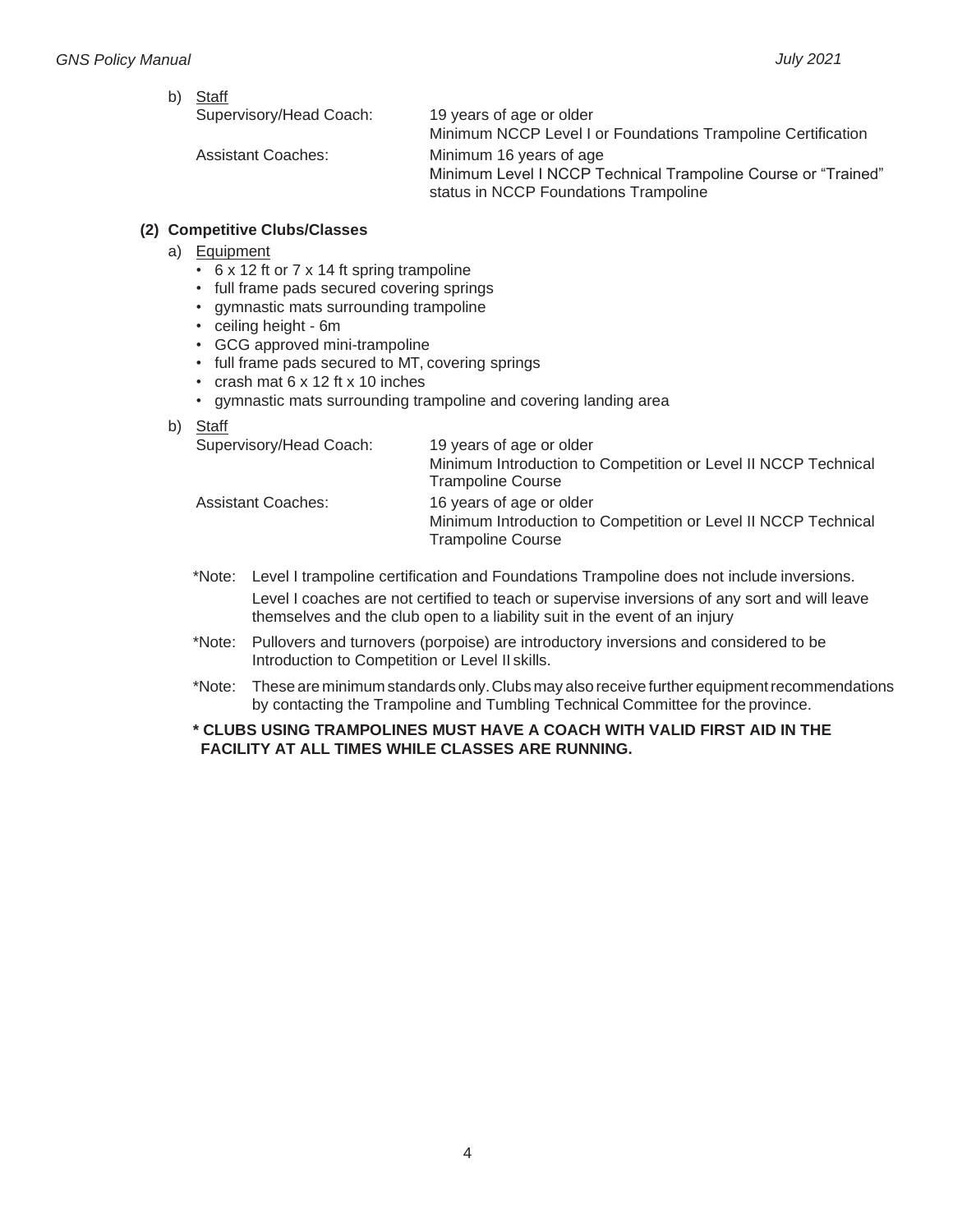b) <u>Staff</u>

| | |
|---|---|
| Supervisory/Head Coach: | 19 years of age or older<br>Minimum NCCP Level I or Foundations Trampoline Certification |
| Assistant Coaches: | Minimum 16 years of age<br>Minimum Level I NCCP Technical Trampoline Course or "Trained" status in NCCP Foundations Trampoline |

**(2) Competitive Clubs/Classes**

a) <u>Equipment</u>

- 6 x 12 ft or 7 x 14 ft spring trampoline
- full frame pads secured covering springs
- gymnastic mats surrounding trampoline
- ceiling height - 6m
- GCG approved mini-trampoline
- full frame pads secured to MT, covering springs
- crash mat 6 x 12 ft x 10 inches
- gymnastic mats surrounding trampoline and covering landing area

b) <u>Staff</u>

| | |
|---|---|
| Supervisory/Head Coach: | 19 years of age or older<br>Minimum Introduction to Competition or Level II NCCP Technical Trampoline Course |
| Assistant Coaches: | 16 years of age or older<br>Minimum Introduction to Competition or Level II NCCP Technical Trampoline Course |

*Note: Level I trampoline certification and Foundations Trampoline does not include inversions. Level I coaches are not certified to teach or supervise inversions of any sort and will leave themselves and the club open to a liability suit in the event of an injury

*Note: Pullovers and turnovers (porpoise) are introductory inversions and considered to be Introduction to Competition or Level II skills.

*Note: These are minimum standards only. Clubs may also receive further equipment recommendations by contacting the Trampoline and Tumbling Technical Committee for the province.

**\* CLUBS USING TRAMPOLINES MUST HAVE A COACH WITH VALID FIRST AID IN THE FACILITY AT ALL TIMES WHILE CLASSES ARE RUNNING.**